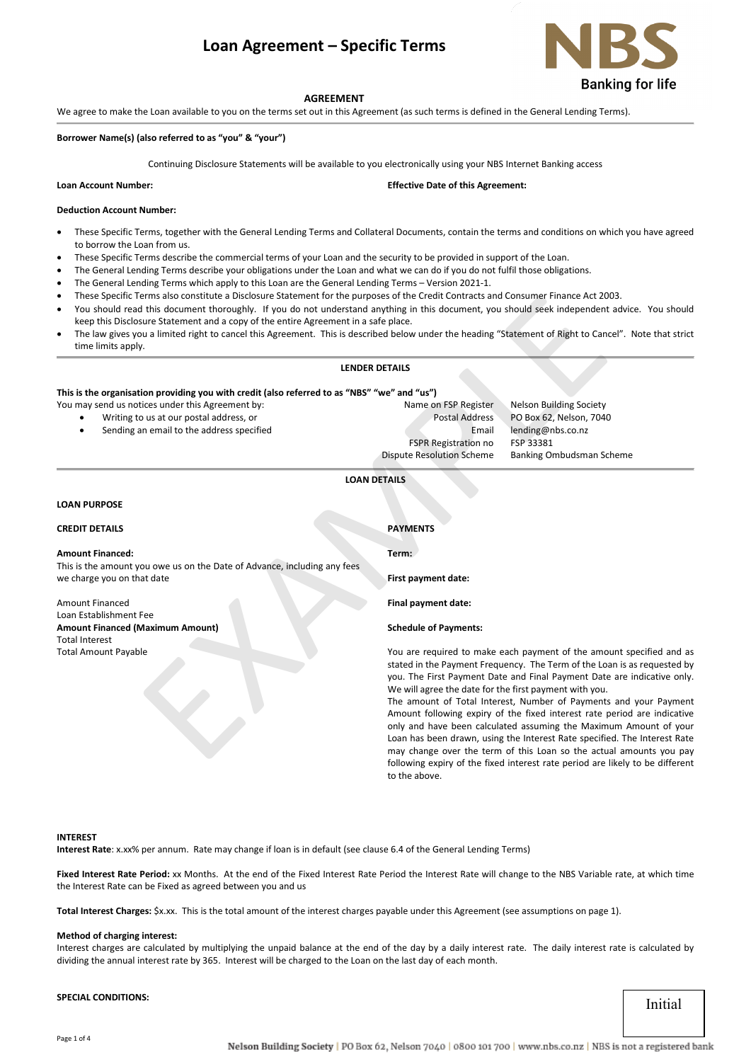# Loan Agreement – Specific Terms

NBS
Banking for life

**AGREEMENT**

We agree to make the Loan available to you on the terms set out in this Agreement (as such terms is defined in the General Lending Terms).

**Borrower Name(s) (also referred to as "you" & "your")**

Continuing Disclosure Statements will be available to you electronically using your NBS Internet Banking access

**Loan Account Number:**

**Effective Date of this Agreement:**

**Deduction Account Number:**

- These Specific Terms, together with the General Lending Terms and Collateral Documents, contain the terms and conditions on which you have agreed to borrow the Loan from us.
- These Specific Terms describe the commercial terms of your Loan and the security to be provided in support of the Loan.
- The General Lending Terms describe your obligations under the Loan and what we can do if you do not fulfil those obligations.
- The General Lending Terms which apply to this Loan are the General Lending Terms – Version 2021-1.
- These Specific Terms also constitute a Disclosure Statement for the purposes of the Credit Contracts and Consumer Finance Act 2003.
- You should read this document thoroughly. If you do not understand anything in this document, you should seek independent advice. You should keep this Disclosure Statement and a copy of the entire Agreement in a safe place.
- The law gives you a limited right to cancel this Agreement. This is described below under the heading "Statement of Right to Cancel". Note that strict time limits apply.

## LENDER DETAILS

**This is the organisation providing you with credit (also referred to as "NBS" "we" and "us")**

You may send us notices under this Agreement by:

- Writing to us at our postal address, or
- Sending an email to the address specified

| | |
|---|---|
| Name on FSP Register | Nelson Building Society |
| Postal Address | PO Box 62, Nelson, 7040 |
| Email | lending@nbs.co.nz |
| FSPR Registration no | FSP 33381 |
| Dispute Resolution Scheme | Banking Ombudsman Scheme |

## LOAN DETAILS

**LOAN PURPOSE**

**CREDIT DETAILS**

**Amount Financed:**
This is the amount you owe us on the Date of Advance, including any fees we charge you on that date

Amount Financed
Loan Establishment Fee
**Amount Financed (Maximum Amount)**
Total Interest
Total Amount Payable

**PAYMENTS**

**Term:**

**First payment date:**

**Final payment date:**

**Schedule of Payments:**

You are required to make each payment of the amount specified and as stated in the Payment Frequency. The Term of the Loan is as requested by you. The First Payment Date and Final Payment Date are indicative only. We will agree the date for the first payment with you.
The amount of Total Interest, Number of Payments and your Payment Amount following expiry of the fixed interest rate period are indicative only and have been calculated assuming the Maximum Amount of your Loan has been drawn, using the Interest Rate specified. The Interest Rate may change over the term of this Loan so the actual amounts you pay following expiry of the fixed interest rate period are likely to be different to the above.

**INTEREST**

**Interest Rate**: x.xx% per annum. Rate may change if loan is in default (see clause 6.4 of the General Lending Terms)

**Fixed Interest Rate Period:** xx Months. At the end of the Fixed Interest Rate Period the Interest Rate will change to the NBS Variable rate, at which time the Interest Rate can be Fixed as agreed between you and us

**Total Interest Charges:** $x.xx. This is the total amount of the interest charges payable under this Agreement (see assumptions on page 1).

**Method of charging interest:**
Interest charges are calculated by multiplying the unpaid balance at the end of the day by a daily interest rate. The daily interest rate is calculated by dividing the annual interest rate by 365. Interest will be charged to the Loan on the last day of each month.

**SPECIAL CONDITIONS:**

Initial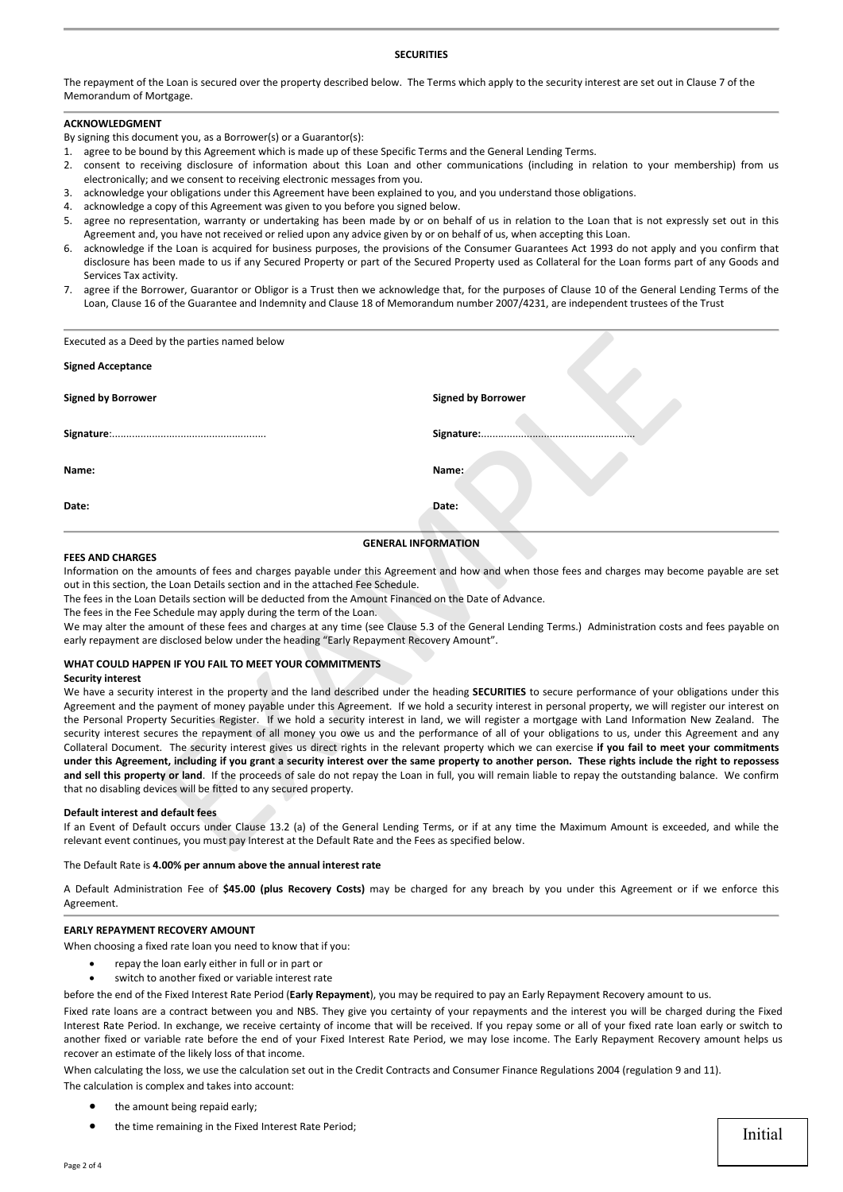## SECURITIES

The repayment of the Loan is secured over the property described below. The Terms which apply to the security interest are set out in Clause 7 of the Memorandum of Mortgage.

## ACKNOWLEDGMENT

By signing this document you, as a Borrower(s) or a Guarantor(s):

1. agree to be bound by this Agreement which is made up of these Specific Terms and the General Lending Terms.
2. consent to receiving disclosure of information about this Loan and other communications (including in relation to your membership) from us electronically; and we consent to receiving electronic messages from you.
3. acknowledge your obligations under this Agreement have been explained to you, and you understand those obligations.
4. acknowledge a copy of this Agreement was given to you before you signed below.
5. agree no representation, warranty or undertaking has been made by or on behalf of us in relation to the Loan that is not expressly set out in this Agreement and, you have not received or relied upon any advice given by or on behalf of us, when accepting this Loan.
6. acknowledge if the Loan is acquired for business purposes, the provisions of the Consumer Guarantees Act 1993 do not apply and you confirm that disclosure has been made to us if any Secured Property or part of the Secured Property used as Collateral for the Loan forms part of any Goods and Services Tax activity.
7. agree if the Borrower, Guarantor or Obligor is a Trust then we acknowledge that, for the purposes of Clause 10 of the General Lending Terms of the Loan, Clause 16 of the Guarantee and Indemnity and Clause 18 of Memorandum number 2007/4231, are independent trustees of the Trust

Executed as a Deed by the parties named below

**Signed Acceptance**

| **Signed by Borrower** | **Signed by Borrower** |
|---|---|
| **Signature**:..................................................... | **Signature:**..................................................... |
| **Name:** | **Name:** |
| **Date:** | **Date:** |

## GENERAL INFORMATION

### FEES AND CHARGES

Information on the amounts of fees and charges payable under this Agreement and how and when those fees and charges may become payable are set out in this section, the Loan Details section and in the attached Fee Schedule.

The fees in the Loan Details section will be deducted from the Amount Financed on the Date of Advance.

The fees in the Fee Schedule may apply during the term of the Loan.

We may alter the amount of these fees and charges at any time (see Clause 5.3 of the General Lending Terms.) Administration costs and fees payable on early repayment are disclosed below under the heading "Early Repayment Recovery Amount".

### WHAT COULD HAPPEN IF YOU FAIL TO MEET YOUR COMMITMENTS

**Security interest**

We have a security interest in the property and the land described under the heading **SECURITIES** to secure performance of your obligations under this Agreement and the payment of money payable under this Agreement. If we hold a security interest in personal property, we will register our interest on the Personal Property Securities Register. If we hold a security interest in land, we will register a mortgage with Land Information New Zealand. The security interest secures the repayment of all money you owe us and the performance of all of your obligations to us, under this Agreement and any Collateral Document. The security interest gives us direct rights in the relevant property which we can exercise **if you fail to meet your commitments under this Agreement, including if you grant a security interest over the same property to another person. These rights include the right to repossess and sell this property or land**. If the proceeds of sale do not repay the Loan in full, you will remain liable to repay the outstanding balance. We confirm that no disabling devices will be fitted to any secured property.

**Default interest and default fees**

If an Event of Default occurs under Clause 13.2 (a) of the General Lending Terms, or if at any time the Maximum Amount is exceeded, and while the relevant event continues, you must pay Interest at the Default Rate and the Fees as specified below.

The Default Rate is **4.00% per annum above the annual interest rate**

A Default Administration Fee of **$45.00 (plus Recovery Costs)** may be charged for any breach by you under this Agreement or if we enforce this Agreement.

### EARLY REPAYMENT RECOVERY AMOUNT

When choosing a fixed rate loan you need to know that if you:

- repay the loan early either in full or in part or
- switch to another fixed or variable interest rate

before the end of the Fixed Interest Rate Period (**Early Repayment**), you may be required to pay an Early Repayment Recovery amount to us.

Fixed rate loans are a contract between you and NBS. They give you certainty of your repayments and the interest you will be charged during the Fixed Interest Rate Period. In exchange, we receive certainty of income that will be received. If you repay some or all of your fixed rate loan early or switch to another fixed or variable rate before the end of your Fixed Interest Rate Period, we may lose income. The Early Repayment Recovery amount helps us recover an estimate of the likely loss of that income.

When calculating the loss, we use the calculation set out in the Credit Contracts and Consumer Finance Regulations 2004 (regulation 9 and 11).

The calculation is complex and takes into account:

- the amount being repaid early;
- the time remaining in the Fixed Interest Rate Period;

Initial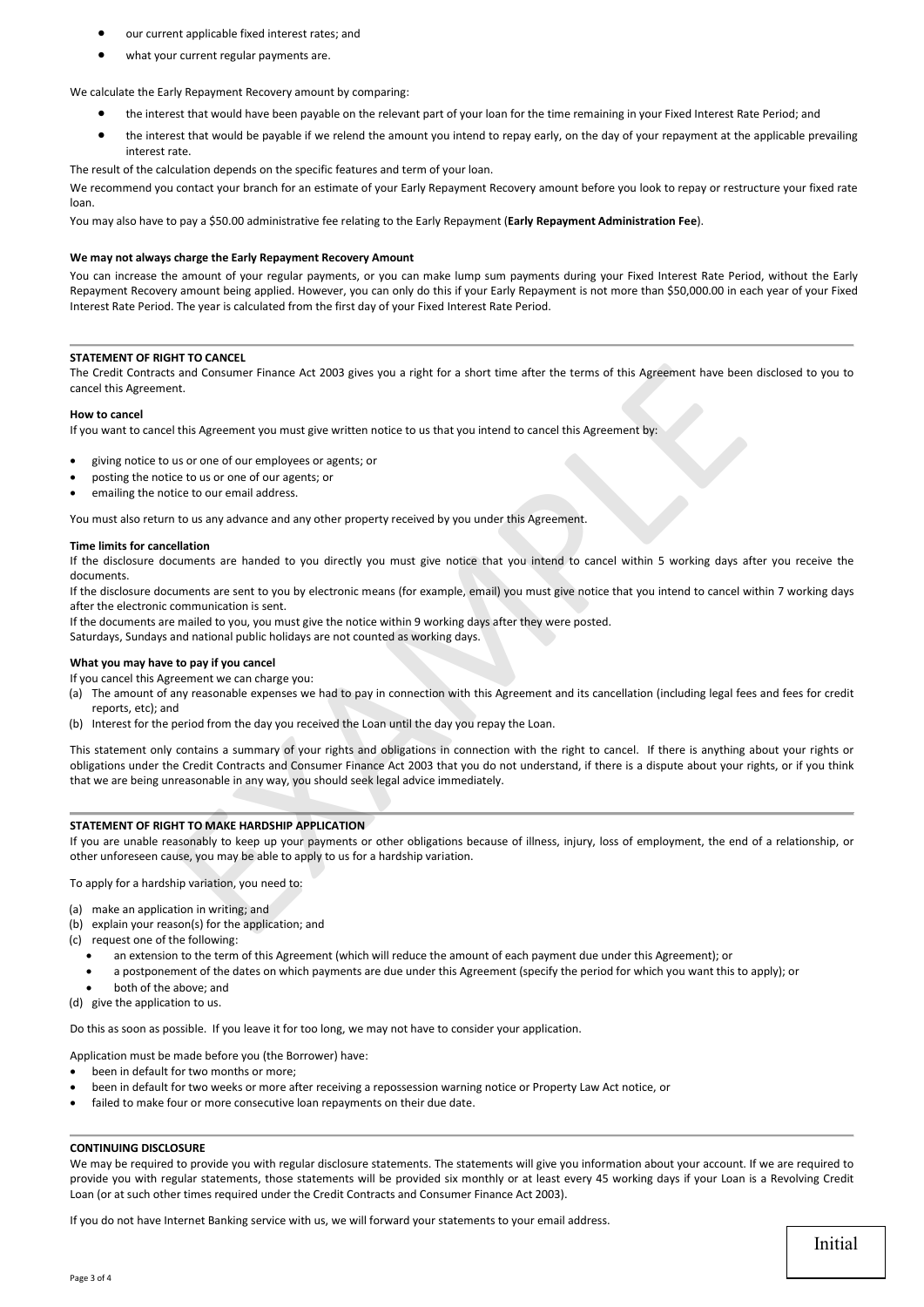- our current applicable fixed interest rates; and
- what your current regular payments are.

We calculate the Early Repayment Recovery amount by comparing:

- the interest that would have been payable on the relevant part of your loan for the time remaining in your Fixed Interest Rate Period; and
- the interest that would be payable if we relend the amount you intend to repay early, on the day of your repayment at the applicable prevailing interest rate.

The result of the calculation depends on the specific features and term of your loan.

We recommend you contact your branch for an estimate of your Early Repayment Recovery amount before you look to repay or restructure your fixed rate loan.

You may also have to pay a $50.00 administrative fee relating to the Early Repayment (**Early Repayment Administration Fee**).

**We may not always charge the Early Repayment Recovery Amount**

You can increase the amount of your regular payments, or you can make lump sum payments during your Fixed Interest Rate Period, without the Early Repayment Recovery amount being applied. However, you can only do this if your Early Repayment is not more than $50,000.00 in each year of your Fixed Interest Rate Period. The year is calculated from the first day of your Fixed Interest Rate Period.

---

**STATEMENT OF RIGHT TO CANCEL**

The Credit Contracts and Consumer Finance Act 2003 gives you a right for a short time after the terms of this Agreement have been disclosed to you to cancel this Agreement.

**How to cancel**

If you want to cancel this Agreement you must give written notice to us that you intend to cancel this Agreement by:

- giving notice to us or one of our employees or agents; or
- posting the notice to us or one of our agents; or
- emailing the notice to our email address.

You must also return to us any advance and any other property received by you under this Agreement.

**Time limits for cancellation**

If the disclosure documents are handed to you directly you must give notice that you intend to cancel within 5 working days after you receive the documents.

If the disclosure documents are sent to you by electronic means (for example, email) you must give notice that you intend to cancel within 7 working days after the electronic communication is sent.

If the documents are mailed to you, you must give the notice within 9 working days after they were posted.

Saturdays, Sundays and national public holidays are not counted as working days.

**What you may have to pay if you cancel**

If you cancel this Agreement we can charge you:

(a) The amount of any reasonable expenses we had to pay in connection with this Agreement and its cancellation (including legal fees and fees for credit reports, etc); and
(b) Interest for the period from the day you received the Loan until the day you repay the Loan.

This statement only contains a summary of your rights and obligations in connection with the right to cancel. If there is anything about your rights or obligations under the Credit Contracts and Consumer Finance Act 2003 that you do not understand, if there is a dispute about your rights, or if you think that we are being unreasonable in any way, you should seek legal advice immediately.

---

**STATEMENT OF RIGHT TO MAKE HARDSHIP APPLICATION**

If you are unable reasonably to keep up your payments or other obligations because of illness, injury, loss of employment, the end of a relationship, or other unforeseen cause, you may be able to apply to us for a hardship variation.

To apply for a hardship variation, you need to:

(a) make an application in writing; and
(b) explain your reason(s) for the application; and
(c) request one of the following:
    - an extension to the term of this Agreement (which will reduce the amount of each payment due under this Agreement); or
    - a postponement of the dates on which payments are due under this Agreement (specify the period for which you want this to apply); or
    - both of the above; and
(d) give the application to us.

Do this as soon as possible. If you leave it for too long, we may not have to consider your application.

Application must be made before you (the Borrower) have:

- been in default for two months or more;
- been in default for two weeks or more after receiving a repossession warning notice or Property Law Act notice, or
- failed to make four or more consecutive loan repayments on their due date.

---

**CONTINUING DISCLOSURE**

We may be required to provide you with regular disclosure statements. The statements will give you information about your account. If we are required to provide you with regular statements, those statements will be provided six monthly or at least every 45 working days if your Loan is a Revolving Credit Loan (or at such other times required under the Credit Contracts and Consumer Finance Act 2003).

If you do not have Internet Banking service with us, we will forward your statements to your email address.

Initial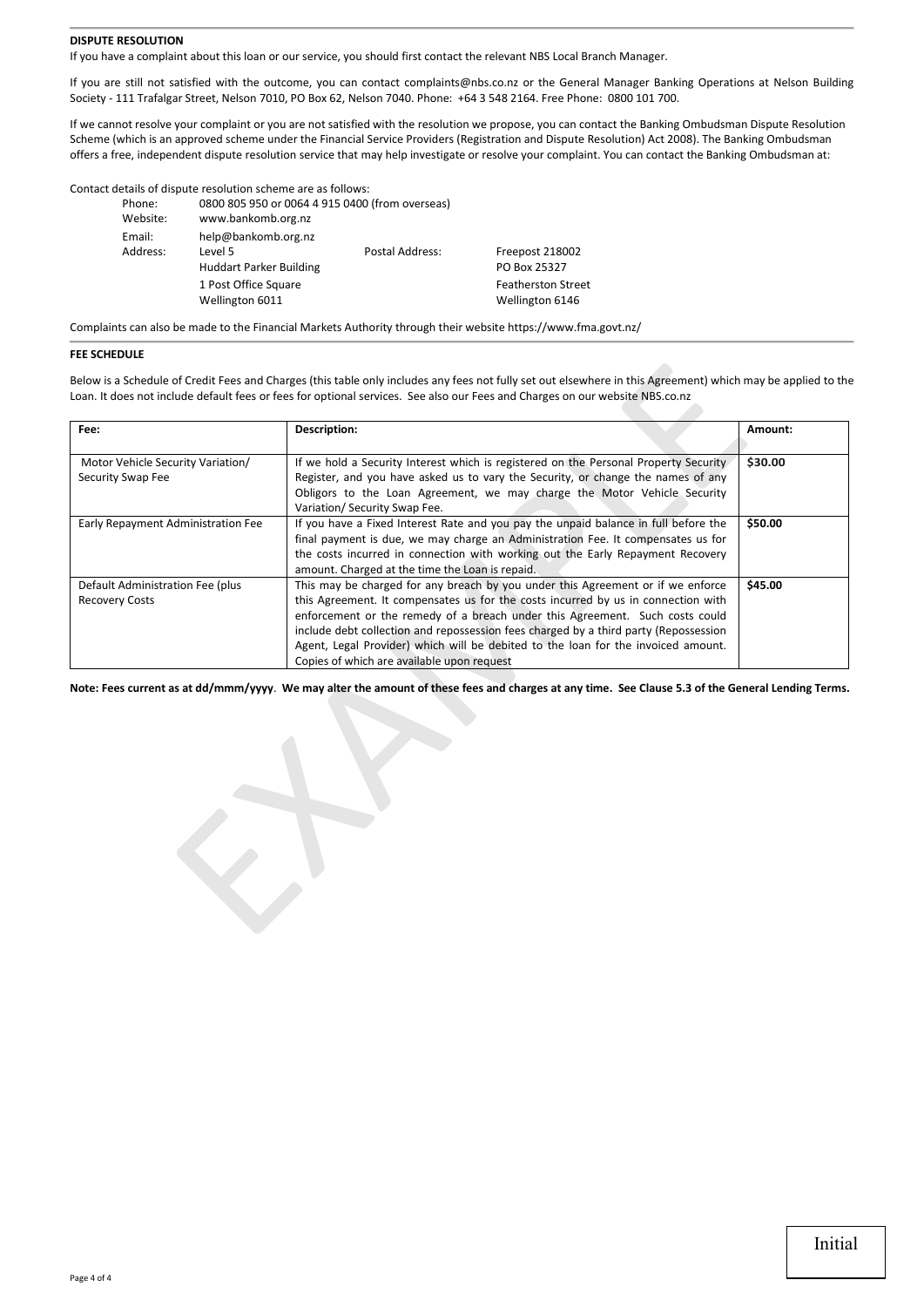**DISPUTE RESOLUTION**

If you have a complaint about this loan or our service, you should first contact the relevant NBS Local Branch Manager.

If you are still not satisfied with the outcome, you can contact complaints@nbs.co.nz or the General Manager Banking Operations at Nelson Building Society - 111 Trafalgar Street, Nelson 7010, PO Box 62, Nelson 7040. Phone: +64 3 548 2164. Free Phone: 0800 101 700.

If we cannot resolve your complaint or you are not satisfied with the resolution we propose, you can contact the Banking Ombudsman Dispute Resolution Scheme (which is an approved scheme under the Financial Service Providers (Registration and Dispute Resolution) Act 2008). The Banking Ombudsman offers a free, independent dispute resolution service that may help investigate or resolve your complaint. You can contact the Banking Ombudsman at:

Contact details of dispute resolution scheme are as follows:

| | | | |
|---|---|---|---|
| Phone: | 0800 805 950 or 0064 4 915 0400 (from overseas) | | |
| Website: | www.bankomb.org.nz | | |
| Email: | help@bankomb.org.nz | | |
| Address: | Level 5 | Postal Address: | Freepost 218002 |
| | Huddart Parker Building | | PO Box 25327 |
| | 1 Post Office Square | | Featherston Street |
| | Wellington 6011 | | Wellington 6146 |

Complaints can also be made to the Financial Markets Authority through their website https://www.fma.govt.nz/

**FEE SCHEDULE**

Below is a Schedule of Credit Fees and Charges (this table only includes any fees not fully set out elsewhere in this Agreement) which may be applied to the Loan. It does not include default fees or fees for optional services. See also our Fees and Charges on our website NBS.co.nz

| Fee: | Description: | Amount: |
|---|---|---|
| Motor Vehicle Security Variation/ Security Swap Fee | If we hold a Security Interest which is registered on the Personal Property Security Register, and you have asked us to vary the Security, or change the names of any Obligors to the Loan Agreement, we may charge the Motor Vehicle Security Variation/ Security Swap Fee. | **$30.00** |
| Early Repayment Administration Fee | If you have a Fixed Interest Rate and you pay the unpaid balance in full before the final payment is due, we may charge an Administration Fee. It compensates us for the costs incurred in connection with working out the Early Repayment Recovery amount. Charged at the time the Loan is repaid. | **$50.00** |
| Default Administration Fee (plus Recovery Costs | This may be charged for any breach by you under this Agreement or if we enforce this Agreement. It compensates us for the costs incurred by us in connection with enforcement or the remedy of a breach under this Agreement. Such costs could include debt collection and repossession fees charged by a third party (Repossession Agent, Legal Provider) which will be debited to the loan for the invoiced amount. Copies of which are available upon request | **$45.00** |

**Note: Fees current as at dd/mmm/yyyy. We may alter the amount of these fees and charges at any time. See Clause 5.3 of the General Lending Terms.**

Initial